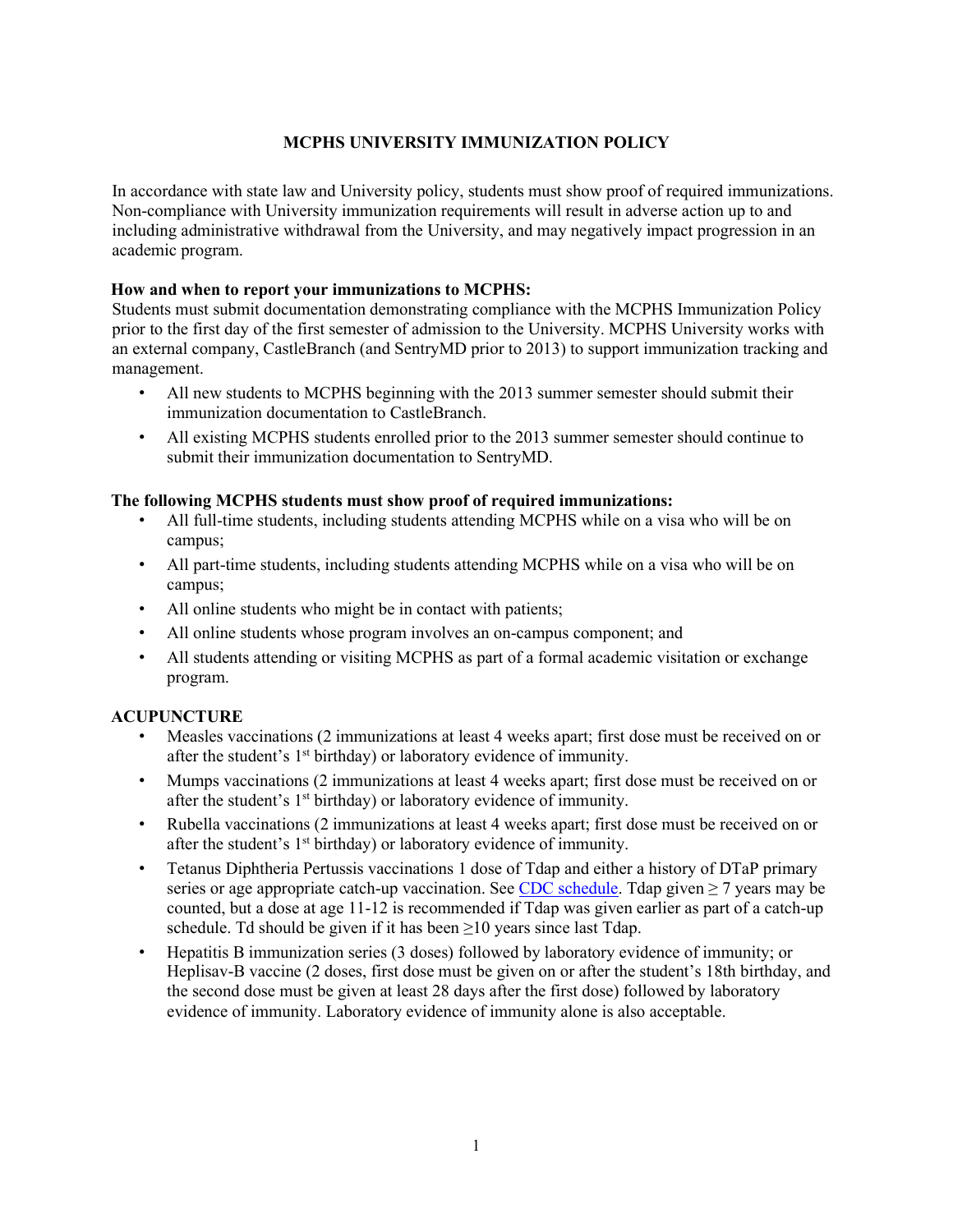# MCPHS UNIVERSITY IMMUNIZATION POLICY

In accordance with state law and University policy, students must show proof of required immunizations. Non-compliance with University immunization requirements will result in adverse action up to and including administrative withdrawal from the University, and may negatively impact progression in an academic program.

**How and when to report your immunizations to MCPHS:**

Students must submit documentation demonstrating compliance with the MCPHS Immunization Policy prior to the first day of the first semester of admission to the University. MCPHS University works with an external company, CastleBranch (and SentryMD prior to 2013) to support immunization tracking and management.

- All new students to MCPHS beginning with the 2013 summer semester should submit their immunization documentation to CastleBranch.
- All existing MCPHS students enrolled prior to the 2013 summer semester should continue to submit their immunization documentation to SentryMD.

**The following MCPHS students must show proof of required immunizations:**

- All full-time students, including students attending MCPHS while on a visa who will be on campus;
- All part-time students, including students attending MCPHS while on a visa who will be on campus;
- All online students who might be in contact with patients;
- All online students whose program involves an on-campus component; and
- All students attending or visiting MCPHS as part of a formal academic visitation or exchange program.

## ACUPUNCTURE

- Measles vaccinations (2 immunizations at least 4 weeks apart; first dose must be received on or after the student's 1st birthday) or laboratory evidence of immunity.
- Mumps vaccinations (2 immunizations at least 4 weeks apart; first dose must be received on or after the student's 1st birthday) or laboratory evidence of immunity.
- Rubella vaccinations (2 immunizations at least 4 weeks apart; first dose must be received on or after the student's 1st birthday) or laboratory evidence of immunity.
- Tetanus Diphtheria Pertussis vaccinations 1 dose of Tdap and either a history of DTaP primary series or age appropriate catch-up vaccination. See [CDC schedule](). Tdap given ≥ 7 years may be counted, but a dose at age 11-12 is recommended if Tdap was given earlier as part of a catch-up schedule. Td should be given if it has been ≥10 years since last Tdap.
- Hepatitis B immunization series (3 doses) followed by laboratory evidence of immunity; or Heplisav-B vaccine (2 doses, first dose must be given on or after the student's 18th birthday, and the second dose must be given at least 28 days after the first dose) followed by laboratory evidence of immunity. Laboratory evidence of immunity alone is also acceptable.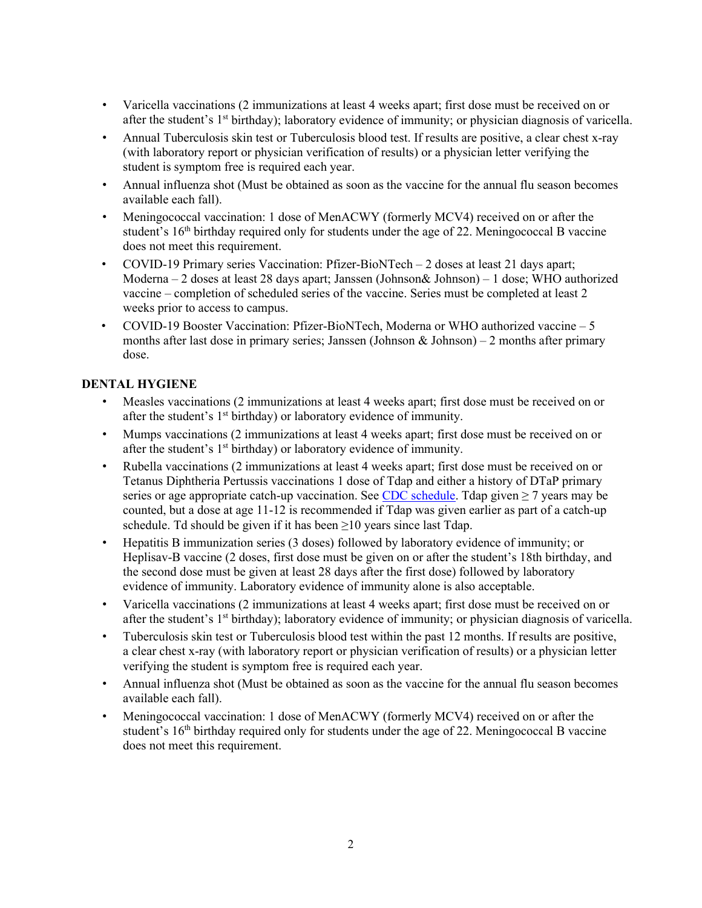- Varicella vaccinations (2 immunizations at least 4 weeks apart; first dose must be received on or after the student's 1st birthday); laboratory evidence of immunity; or physician diagnosis of varicella.
- Annual Tuberculosis skin test or Tuberculosis blood test. If results are positive, a clear chest x-ray (with laboratory report or physician verification of results) or a physician letter verifying the student is symptom free is required each year.
- Annual influenza shot (Must be obtained as soon as the vaccine for the annual flu season becomes available each fall).
- Meningococcal vaccination: 1 dose of MenACWY (formerly MCV4) received on or after the student's 16th birthday required only for students under the age of 22. Meningococcal B vaccine does not meet this requirement.
- COVID-19 Primary series Vaccination: Pfizer-BioNTech – 2 doses at least 21 days apart; Moderna – 2 doses at least 28 days apart; Janssen (Johnson& Johnson) – 1 dose; WHO authorized vaccine – completion of scheduled series of the vaccine. Series must be completed at least 2 weeks prior to access to campus.
- COVID-19 Booster Vaccination: Pfizer-BioNTech, Moderna or WHO authorized vaccine – 5 months after last dose in primary series; Janssen (Johnson & Johnson) – 2 months after primary dose.

**DENTAL HYGIENE**

- Measles vaccinations (2 immunizations at least 4 weeks apart; first dose must be received on or after the student's 1st birthday) or laboratory evidence of immunity.
- Mumps vaccinations (2 immunizations at least 4 weeks apart; first dose must be received on or after the student's 1st birthday) or laboratory evidence of immunity.
- Rubella vaccinations (2 immunizations at least 4 weeks apart; first dose must be received on or Tetanus Diphtheria Pertussis vaccinations 1 dose of Tdap and either a history of DTaP primary series or age appropriate catch-up vaccination. See [CDC schedule](). Tdap given ≥ 7 years may be counted, but a dose at age 11-12 is recommended if Tdap was given earlier as part of a catch-up schedule. Td should be given if it has been ≥10 years since last Tdap.
- Hepatitis B immunization series (3 doses) followed by laboratory evidence of immunity; or Heplisav-B vaccine (2 doses, first dose must be given on or after the student's 18th birthday, and the second dose must be given at least 28 days after the first dose) followed by laboratory evidence of immunity. Laboratory evidence of immunity alone is also acceptable.
- Varicella vaccinations (2 immunizations at least 4 weeks apart; first dose must be received on or after the student's 1st birthday); laboratory evidence of immunity; or physician diagnosis of varicella.
- Tuberculosis skin test or Tuberculosis blood test within the past 12 months. If results are positive, a clear chest x-ray (with laboratory report or physician verification of results) or a physician letter verifying the student is symptom free is required each year.
- Annual influenza shot (Must be obtained as soon as the vaccine for the annual flu season becomes available each fall).
- Meningococcal vaccination: 1 dose of MenACWY (formerly MCV4) received on or after the student's 16th birthday required only for students under the age of 22. Meningococcal B vaccine does not meet this requirement.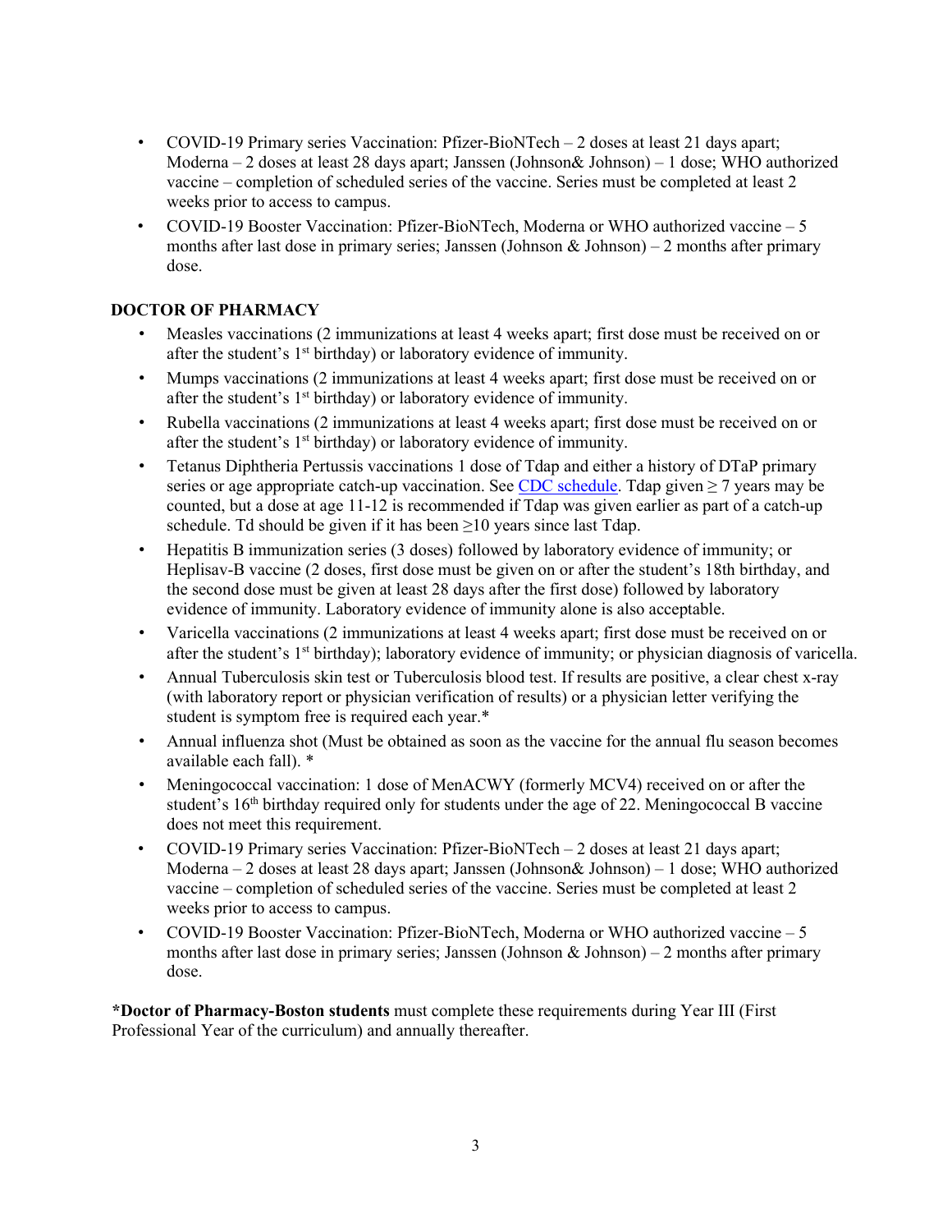- COVID-19 Primary series Vaccination: Pfizer-BioNTech – 2 doses at least 21 days apart; Moderna – 2 doses at least 28 days apart; Janssen (Johnson& Johnson) – 1 dose; WHO authorized vaccine – completion of scheduled series of the vaccine. Series must be completed at least 2 weeks prior to access to campus.
- COVID-19 Booster Vaccination: Pfizer-BioNTech, Moderna or WHO authorized vaccine – 5 months after last dose in primary series; Janssen (Johnson & Johnson) – 2 months after primary dose.

**DOCTOR OF PHARMACY**

- Measles vaccinations (2 immunizations at least 4 weeks apart; first dose must be received on or after the student's 1st birthday) or laboratory evidence of immunity.
- Mumps vaccinations (2 immunizations at least 4 weeks apart; first dose must be received on or after the student's 1st birthday) or laboratory evidence of immunity.
- Rubella vaccinations (2 immunizations at least 4 weeks apart; first dose must be received on or after the student's 1st birthday) or laboratory evidence of immunity.
- Tetanus Diphtheria Pertussis vaccinations 1 dose of Tdap and either a history of DTaP primary series or age appropriate catch-up vaccination. See CDC schedule. Tdap given ≥ 7 years may be counted, but a dose at age 11-12 is recommended if Tdap was given earlier as part of a catch-up schedule. Td should be given if it has been ≥10 years since last Tdap.
- Hepatitis B immunization series (3 doses) followed by laboratory evidence of immunity; or Heplisav-B vaccine (2 doses, first dose must be given on or after the student's 18th birthday, and the second dose must be given at least 28 days after the first dose) followed by laboratory evidence of immunity. Laboratory evidence of immunity alone is also acceptable.
- Varicella vaccinations (2 immunizations at least 4 weeks apart; first dose must be received on or after the student's 1st birthday); laboratory evidence of immunity; or physician diagnosis of varicella.
- Annual Tuberculosis skin test or Tuberculosis blood test. If results are positive, a clear chest x-ray (with laboratory report or physician verification of results) or a physician letter verifying the student is symptom free is required each year.*
- Annual influenza shot (Must be obtained as soon as the vaccine for the annual flu season becomes available each fall). *
- Meningococcal vaccination: 1 dose of MenACWY (formerly MCV4) received on or after the student's 16th birthday required only for students under the age of 22. Meningococcal B vaccine does not meet this requirement.
- COVID-19 Primary series Vaccination: Pfizer-BioNTech – 2 doses at least 21 days apart; Moderna – 2 doses at least 28 days apart; Janssen (Johnson& Johnson) – 1 dose; WHO authorized vaccine – completion of scheduled series of the vaccine. Series must be completed at least 2 weeks prior to access to campus.
- COVID-19 Booster Vaccination: Pfizer-BioNTech, Moderna or WHO authorized vaccine – 5 months after last dose in primary series; Janssen (Johnson & Johnson) – 2 months after primary dose.

**\*Doctor of Pharmacy-Boston students** must complete these requirements during Year III (First Professional Year of the curriculum) and annually thereafter.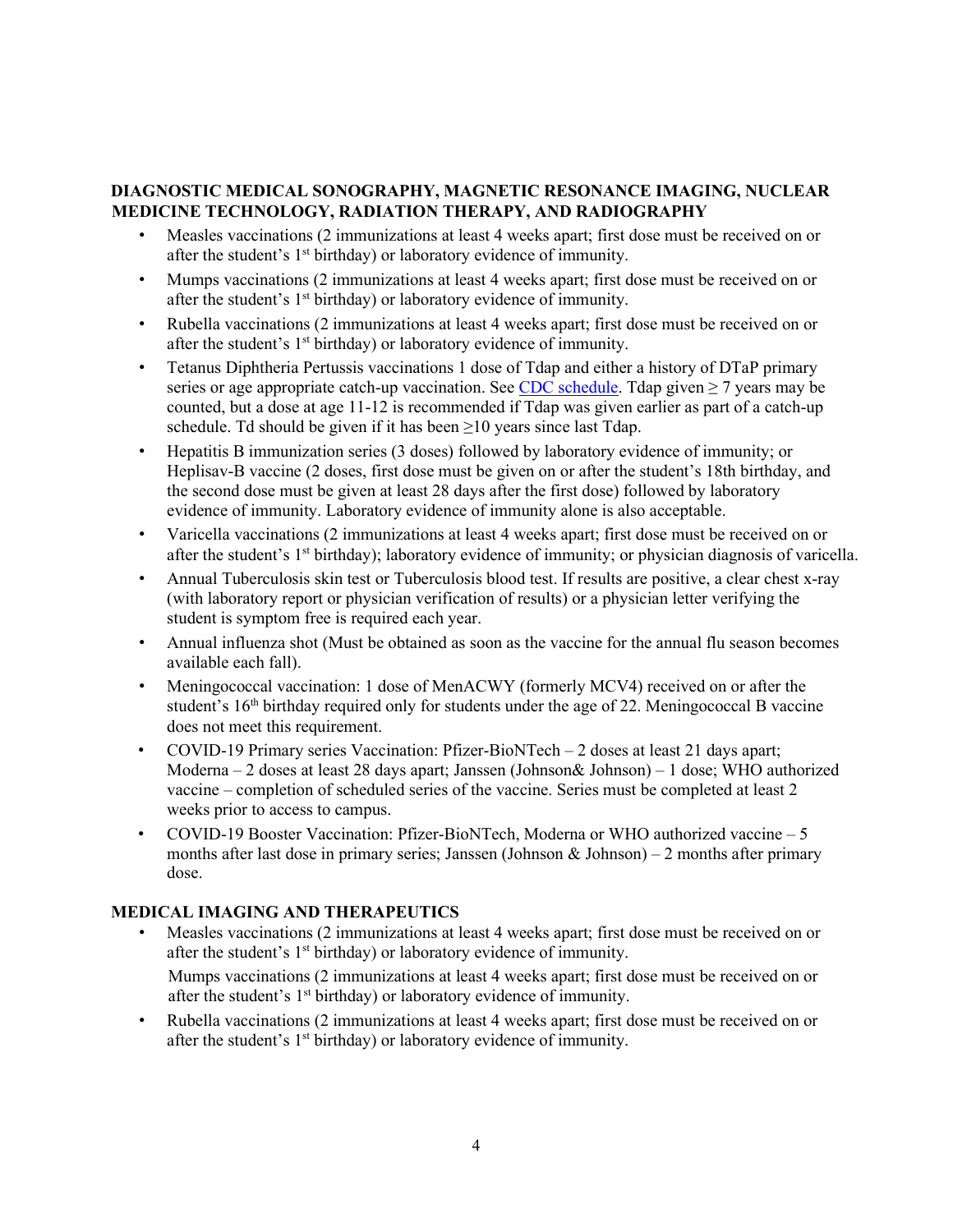### DIAGNOSTIC MEDICAL SONOGRAPHY, MAGNETIC RESONANCE IMAGING, NUCLEAR MEDICINE TECHNOLOGY, RADIATION THERAPY, AND RADIOGRAPHY

- Measles vaccinations (2 immunizations at least 4 weeks apart; first dose must be received on or after the student's 1st birthday) or laboratory evidence of immunity.
- Mumps vaccinations (2 immunizations at least 4 weeks apart; first dose must be received on or after the student's 1st birthday) or laboratory evidence of immunity.
- Rubella vaccinations (2 immunizations at least 4 weeks apart; first dose must be received on or after the student's 1st birthday) or laboratory evidence of immunity.
- Tetanus Diphtheria Pertussis vaccinations 1 dose of Tdap and either a history of DTaP primary series or age appropriate catch-up vaccination. See [CDC schedule](). Tdap given ≥ 7 years may be counted, but a dose at age 11-12 is recommended if Tdap was given earlier as part of a catch-up schedule. Td should be given if it has been ≥10 years since last Tdap.
- Hepatitis B immunization series (3 doses) followed by laboratory evidence of immunity; or Heplisav-B vaccine (2 doses, first dose must be given on or after the student's 18th birthday, and the second dose must be given at least 28 days after the first dose) followed by laboratory evidence of immunity. Laboratory evidence of immunity alone is also acceptable.
- Varicella vaccinations (2 immunizations at least 4 weeks apart; first dose must be received on or after the student's 1st birthday); laboratory evidence of immunity; or physician diagnosis of varicella.
- Annual Tuberculosis skin test or Tuberculosis blood test. If results are positive, a clear chest x-ray (with laboratory report or physician verification of results) or a physician letter verifying the student is symptom free is required each year.
- Annual influenza shot (Must be obtained as soon as the vaccine for the annual flu season becomes available each fall).
- Meningococcal vaccination: 1 dose of MenACWY (formerly MCV4) received on or after the student's 16th birthday required only for students under the age of 22. Meningococcal B vaccine does not meet this requirement.
- COVID-19 Primary series Vaccination: Pfizer-BioNTech – 2 doses at least 21 days apart; Moderna – 2 doses at least 28 days apart; Janssen (Johnson& Johnson) – 1 dose; WHO authorized vaccine – completion of scheduled series of the vaccine. Series must be completed at least 2 weeks prior to access to campus.
- COVID-19 Booster Vaccination: Pfizer-BioNTech, Moderna or WHO authorized vaccine – 5 months after last dose in primary series; Janssen (Johnson & Johnson) – 2 months after primary dose.

### MEDICAL IMAGING AND THERAPEUTICS

- Measles vaccinations (2 immunizations at least 4 weeks apart; first dose must be received on or after the student's 1st birthday) or laboratory evidence of immunity.

  Mumps vaccinations (2 immunizations at least 4 weeks apart; first dose must be received on or after the student's 1st birthday) or laboratory evidence of immunity.
- Rubella vaccinations (2 immunizations at least 4 weeks apart; first dose must be received on or after the student's 1st birthday) or laboratory evidence of immunity.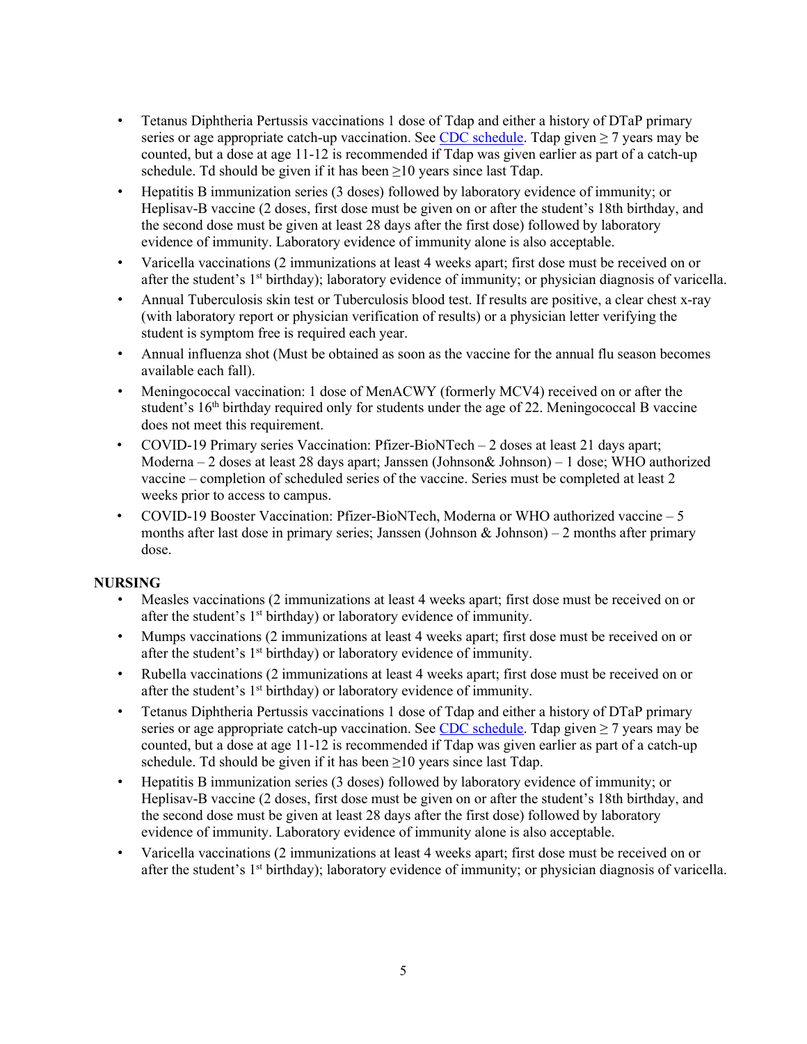- Tetanus Diphtheria Pertussis vaccinations 1 dose of Tdap and either a history of DTaP primary series or age appropriate catch-up vaccination. See CDC schedule. Tdap given ≥ 7 years may be counted, but a dose at age 11-12 is recommended if Tdap was given earlier as part of a catch-up schedule. Td should be given if it has been ≥10 years since last Tdap.
- Hepatitis B immunization series (3 doses) followed by laboratory evidence of immunity; or Heplisav-B vaccine (2 doses, first dose must be given on or after the student's 18th birthday, and the second dose must be given at least 28 days after the first dose) followed by laboratory evidence of immunity. Laboratory evidence of immunity alone is also acceptable.
- Varicella vaccinations (2 immunizations at least 4 weeks apart; first dose must be received on or after the student's 1st birthday); laboratory evidence of immunity; or physician diagnosis of varicella.
- Annual Tuberculosis skin test or Tuberculosis blood test. If results are positive, a clear chest x-ray (with laboratory report or physician verification of results) or a physician letter verifying the student is symptom free is required each year.
- Annual influenza shot (Must be obtained as soon as the vaccine for the annual flu season becomes available each fall).
- Meningococcal vaccination: 1 dose of MenACWY (formerly MCV4) received on or after the student's 16th birthday required only for students under the age of 22. Meningococcal B vaccine does not meet this requirement.
- COVID-19 Primary series Vaccination: Pfizer-BioNTech – 2 doses at least 21 days apart; Moderna – 2 doses at least 28 days apart; Janssen (Johnson& Johnson) – 1 dose; WHO authorized vaccine – completion of scheduled series of the vaccine. Series must be completed at least 2 weeks prior to access to campus.
- COVID-19 Booster Vaccination: Pfizer-BioNTech, Moderna or WHO authorized vaccine – 5 months after last dose in primary series; Janssen (Johnson & Johnson) – 2 months after primary dose.

**NURSING**

- Measles vaccinations (2 immunizations at least 4 weeks apart; first dose must be received on or after the student's 1st birthday) or laboratory evidence of immunity.
- Mumps vaccinations (2 immunizations at least 4 weeks apart; first dose must be received on or after the student's 1st birthday) or laboratory evidence of immunity.
- Rubella vaccinations (2 immunizations at least 4 weeks apart; first dose must be received on or after the student's 1st birthday) or laboratory evidence of immunity.
- Tetanus Diphtheria Pertussis vaccinations 1 dose of Tdap and either a history of DTaP primary series or age appropriate catch-up vaccination. See CDC schedule. Tdap given ≥ 7 years may be counted, but a dose at age 11-12 is recommended if Tdap was given earlier as part of a catch-up schedule. Td should be given if it has been ≥10 years since last Tdap.
- Hepatitis B immunization series (3 doses) followed by laboratory evidence of immunity; or Heplisav-B vaccine (2 doses, first dose must be given on or after the student's 18th birthday, and the second dose must be given at least 28 days after the first dose) followed by laboratory evidence of immunity. Laboratory evidence of immunity alone is also acceptable.
- Varicella vaccinations (2 immunizations at least 4 weeks apart; first dose must be received on or after the student's 1st birthday); laboratory evidence of immunity; or physician diagnosis of varicella.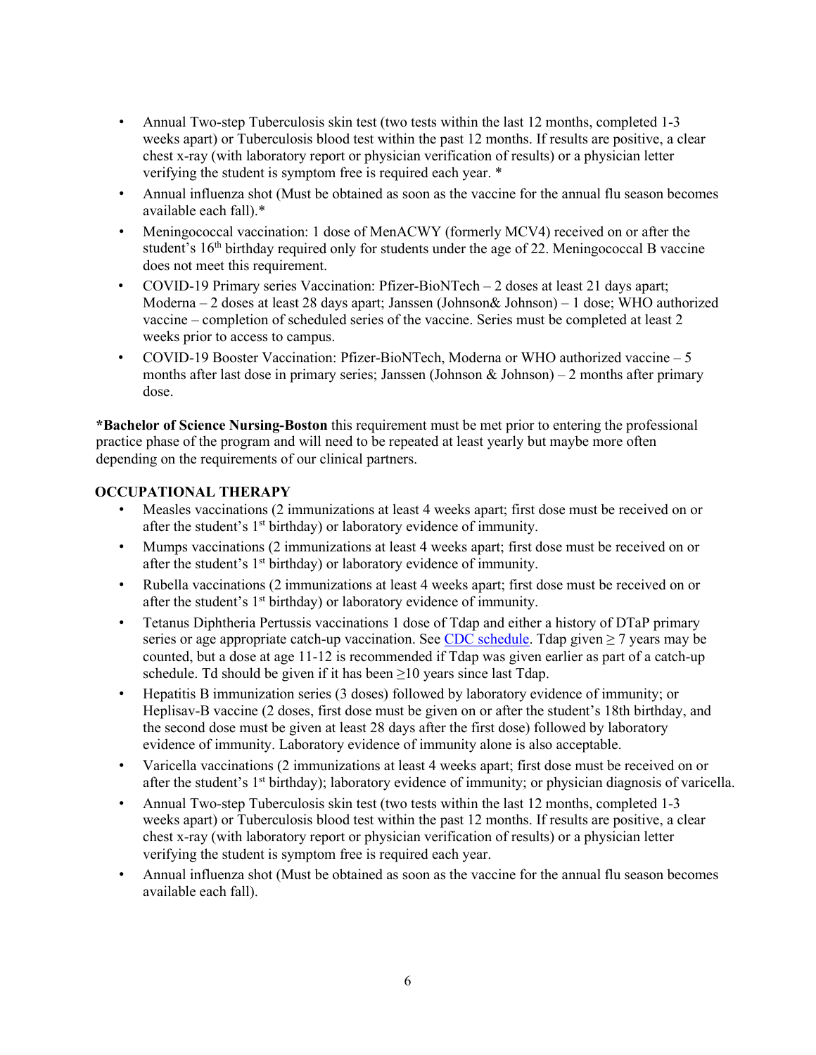- Annual Two-step Tuberculosis skin test (two tests within the last 12 months, completed 1-3 weeks apart) or Tuberculosis blood test within the past 12 months. If results are positive, a clear chest x-ray (with laboratory report or physician verification of results) or a physician letter verifying the student is symptom free is required each year. *
- Annual influenza shot (Must be obtained as soon as the vaccine for the annual flu season becomes available each fall).*
- Meningococcal vaccination: 1 dose of MenACWY (formerly MCV4) received on or after the student's 16th birthday required only for students under the age of 22. Meningococcal B vaccine does not meet this requirement.
- COVID-19 Primary series Vaccination: Pfizer-BioNTech – 2 doses at least 21 days apart; Moderna – 2 doses at least 28 days apart; Janssen (Johnson& Johnson) – 1 dose; WHO authorized vaccine – completion of scheduled series of the vaccine. Series must be completed at least 2 weeks prior to access to campus.
- COVID-19 Booster Vaccination: Pfizer-BioNTech, Moderna or WHO authorized vaccine – 5 months after last dose in primary series; Janssen (Johnson & Johnson) – 2 months after primary dose.

***Bachelor of Science Nursing-Boston** this requirement must be met prior to entering the professional practice phase of the program and will need to be repeated at least yearly but maybe more often depending on the requirements of our clinical partners.

### OCCUPATIONAL THERAPY

- Measles vaccinations (2 immunizations at least 4 weeks apart; first dose must be received on or after the student's 1st birthday) or laboratory evidence of immunity.
- Mumps vaccinations (2 immunizations at least 4 weeks apart; first dose must be received on or after the student's 1st birthday) or laboratory evidence of immunity.
- Rubella vaccinations (2 immunizations at least 4 weeks apart; first dose must be received on or after the student's 1st birthday) or laboratory evidence of immunity.
- Tetanus Diphtheria Pertussis vaccinations 1 dose of Tdap and either a history of DTaP primary series or age appropriate catch-up vaccination. See [CDC schedule](). Tdap given ≥ 7 years may be counted, but a dose at age 11-12 is recommended if Tdap was given earlier as part of a catch-up schedule. Td should be given if it has been ≥10 years since last Tdap.
- Hepatitis B immunization series (3 doses) followed by laboratory evidence of immunity; or Heplisav-B vaccine (2 doses, first dose must be given on or after the student's 18th birthday, and the second dose must be given at least 28 days after the first dose) followed by laboratory evidence of immunity. Laboratory evidence of immunity alone is also acceptable.
- Varicella vaccinations (2 immunizations at least 4 weeks apart; first dose must be received on or after the student's 1st birthday); laboratory evidence of immunity; or physician diagnosis of varicella.
- Annual Two-step Tuberculosis skin test (two tests within the last 12 months, completed 1-3 weeks apart) or Tuberculosis blood test within the past 12 months. If results are positive, a clear chest x-ray (with laboratory report or physician verification of results) or a physician letter verifying the student is symptom free is required each year.
- Annual influenza shot (Must be obtained as soon as the vaccine for the annual flu season becomes available each fall).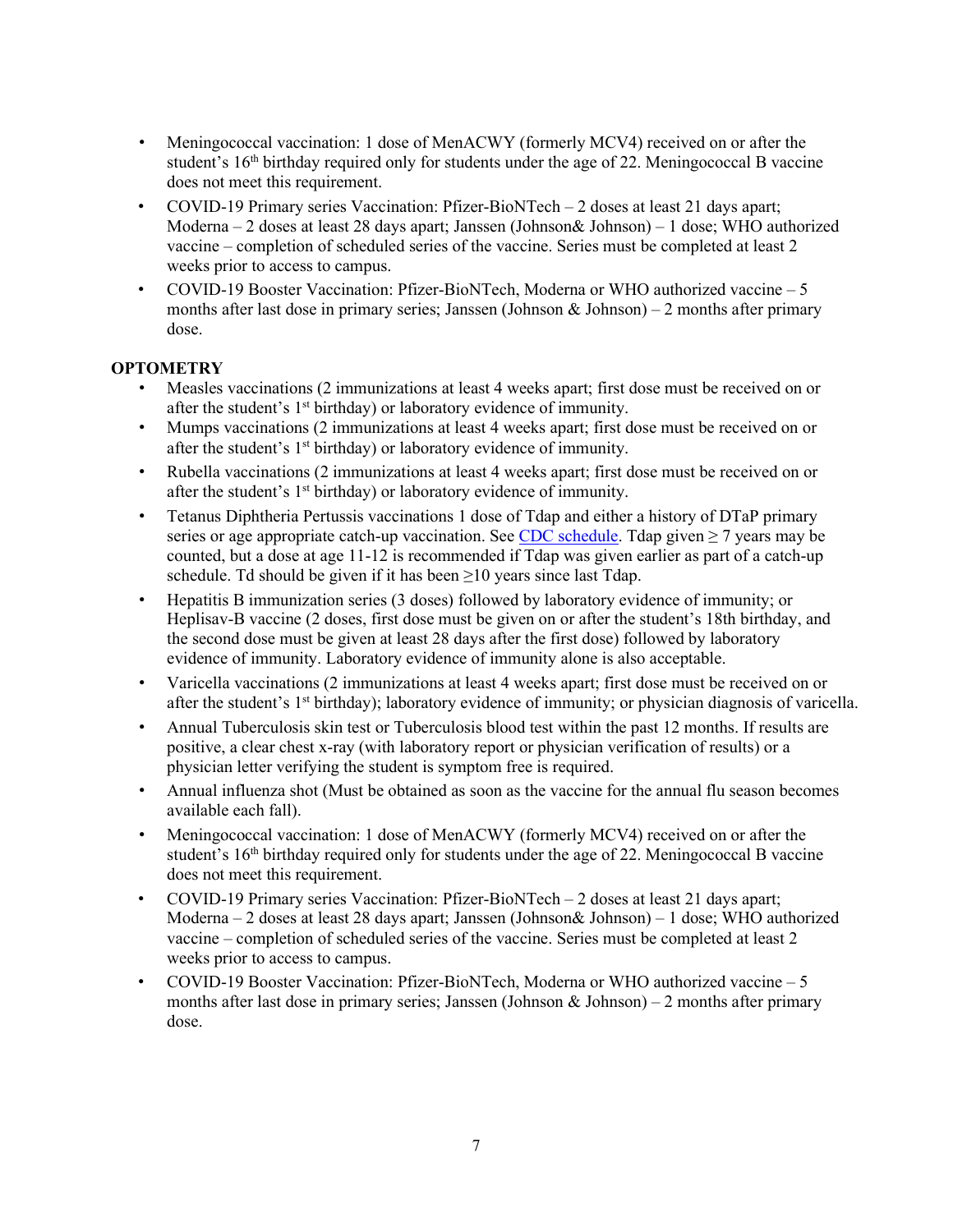- Meningococcal vaccination: 1 dose of MenACWY (formerly MCV4) received on or after the student's 16th birthday required only for students under the age of 22. Meningococcal B vaccine does not meet this requirement.
- COVID-19 Primary series Vaccination: Pfizer-BioNTech – 2 doses at least 21 days apart; Moderna – 2 doses at least 28 days apart; Janssen (Johnson& Johnson) – 1 dose; WHO authorized vaccine – completion of scheduled series of the vaccine. Series must be completed at least 2 weeks prior to access to campus.
- COVID-19 Booster Vaccination: Pfizer-BioNTech, Moderna or WHO authorized vaccine – 5 months after last dose in primary series; Janssen (Johnson & Johnson) – 2 months after primary dose.

**OPTOMETRY**

- Measles vaccinations (2 immunizations at least 4 weeks apart; first dose must be received on or after the student's 1st birthday) or laboratory evidence of immunity.
- Mumps vaccinations (2 immunizations at least 4 weeks apart; first dose must be received on or after the student's 1st birthday) or laboratory evidence of immunity.
- Rubella vaccinations (2 immunizations at least 4 weeks apart; first dose must be received on or after the student's 1st birthday) or laboratory evidence of immunity.
- Tetanus Diphtheria Pertussis vaccinations 1 dose of Tdap and either a history of DTaP primary series or age appropriate catch-up vaccination. See [CDC schedule](). Tdap given $\geq$ 7 years may be counted, but a dose at age 11-12 is recommended if Tdap was given earlier as part of a catch-up schedule. Td should be given if it has been $\geq$10 years since last Tdap.
- Hepatitis B immunization series (3 doses) followed by laboratory evidence of immunity; or Heplisav-B vaccine (2 doses, first dose must be given on or after the student's 18th birthday, and the second dose must be given at least 28 days after the first dose) followed by laboratory evidence of immunity. Laboratory evidence of immunity alone is also acceptable.
- Varicella vaccinations (2 immunizations at least 4 weeks apart; first dose must be received on or after the student's 1st birthday); laboratory evidence of immunity; or physician diagnosis of varicella.
- Annual Tuberculosis skin test or Tuberculosis blood test within the past 12 months. If results are positive, a clear chest x-ray (with laboratory report or physician verification of results) or a physician letter verifying the student is symptom free is required.
- Annual influenza shot (Must be obtained as soon as the vaccine for the annual flu season becomes available each fall).
- Meningococcal vaccination: 1 dose of MenACWY (formerly MCV4) received on or after the student's 16th birthday required only for students under the age of 22. Meningococcal B vaccine does not meet this requirement.
- COVID-19 Primary series Vaccination: Pfizer-BioNTech – 2 doses at least 21 days apart; Moderna – 2 doses at least 28 days apart; Janssen (Johnson& Johnson) – 1 dose; WHO authorized vaccine – completion of scheduled series of the vaccine. Series must be completed at least 2 weeks prior to access to campus.
- COVID-19 Booster Vaccination: Pfizer-BioNTech, Moderna or WHO authorized vaccine – 5 months after last dose in primary series; Janssen (Johnson & Johnson) – 2 months after primary dose.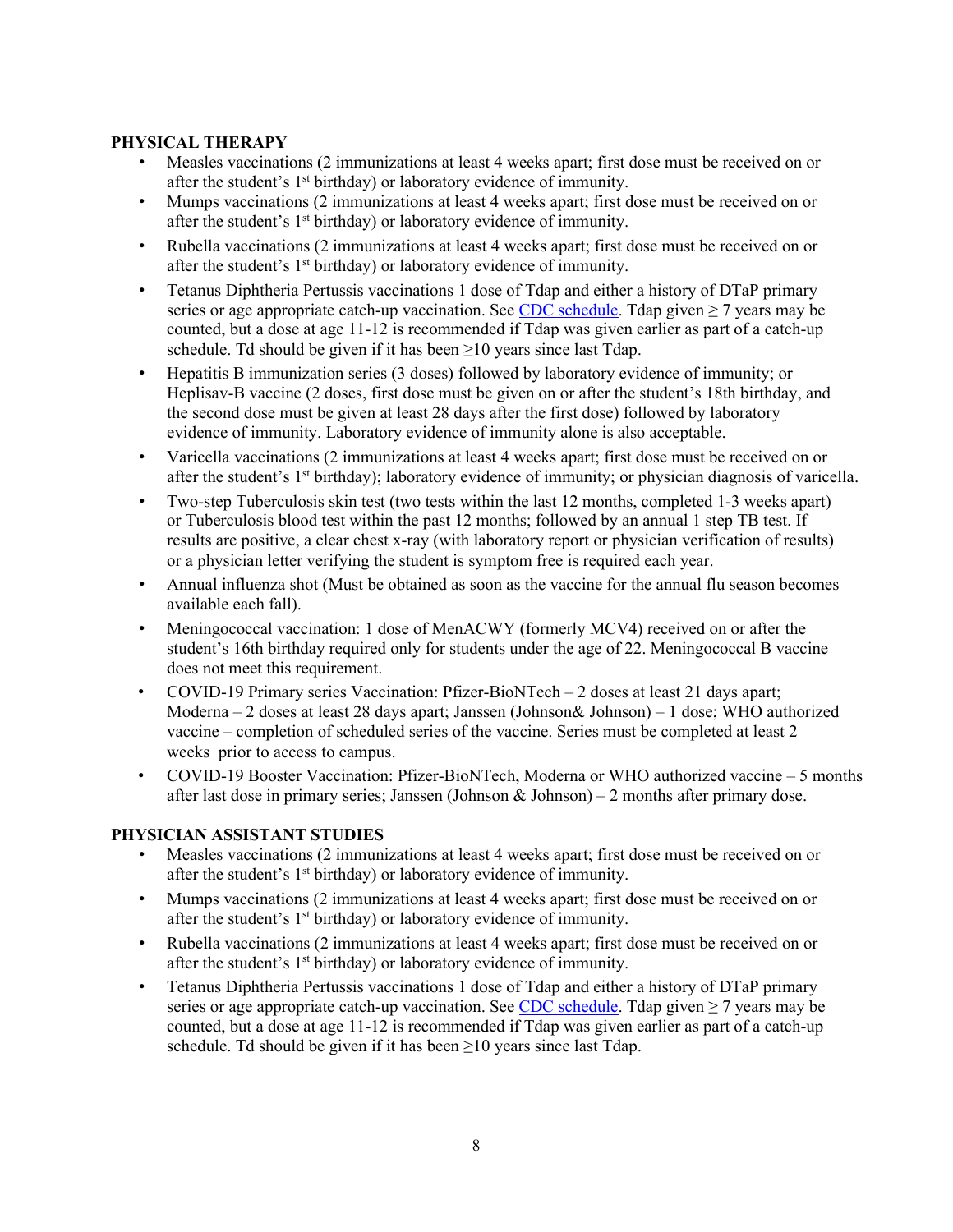**PHYSICAL THERAPY**

- Measles vaccinations (2 immunizations at least 4 weeks apart; first dose must be received on or after the student's 1st birthday) or laboratory evidence of immunity.
- Mumps vaccinations (2 immunizations at least 4 weeks apart; first dose must be received on or after the student's 1st birthday) or laboratory evidence of immunity.
- Rubella vaccinations (2 immunizations at least 4 weeks apart; first dose must be received on or after the student's 1st birthday) or laboratory evidence of immunity.
- Tetanus Diphtheria Pertussis vaccinations 1 dose of Tdap and either a history of DTaP primary series or age appropriate catch-up vaccination. See CDC schedule. Tdap given ≥ 7 years may be counted, but a dose at age 11-12 is recommended if Tdap was given earlier as part of a catch-up schedule. Td should be given if it has been ≥10 years since last Tdap.
- Hepatitis B immunization series (3 doses) followed by laboratory evidence of immunity; or Heplisav-B vaccine (2 doses, first dose must be given on or after the student's 18th birthday, and the second dose must be given at least 28 days after the first dose) followed by laboratory evidence of immunity. Laboratory evidence of immunity alone is also acceptable.
- Varicella vaccinations (2 immunizations at least 4 weeks apart; first dose must be received on or after the student's 1st birthday); laboratory evidence of immunity; or physician diagnosis of varicella.
- Two-step Tuberculosis skin test (two tests within the last 12 months, completed 1-3 weeks apart) or Tuberculosis blood test within the past 12 months; followed by an annual 1 step TB test. If results are positive, a clear chest x-ray (with laboratory report or physician verification of results) or a physician letter verifying the student is symptom free is required each year.
- Annual influenza shot (Must be obtained as soon as the vaccine for the annual flu season becomes available each fall).
- Meningococcal vaccination: 1 dose of MenACWY (formerly MCV4) received on or after the student's 16th birthday required only for students under the age of 22. Meningococcal B vaccine does not meet this requirement.
- COVID-19 Primary series Vaccination: Pfizer-BioNTech – 2 doses at least 21 days apart; Moderna – 2 doses at least 28 days apart; Janssen (Johnson& Johnson) – 1 dose; WHO authorized vaccine – completion of scheduled series of the vaccine. Series must be completed at least 2 weeks prior to access to campus.
- COVID-19 Booster Vaccination: Pfizer-BioNTech, Moderna or WHO authorized vaccine – 5 months after last dose in primary series; Janssen (Johnson & Johnson) – 2 months after primary dose.

**PHYSICIAN ASSISTANT STUDIES**

- Measles vaccinations (2 immunizations at least 4 weeks apart; first dose must be received on or after the student's 1st birthday) or laboratory evidence of immunity.
- Mumps vaccinations (2 immunizations at least 4 weeks apart; first dose must be received on or after the student's 1st birthday) or laboratory evidence of immunity.
- Rubella vaccinations (2 immunizations at least 4 weeks apart; first dose must be received on or after the student's 1st birthday) or laboratory evidence of immunity.
- Tetanus Diphtheria Pertussis vaccinations 1 dose of Tdap and either a history of DTaP primary series or age appropriate catch-up vaccination. See CDC schedule. Tdap given ≥ 7 years may be counted, but a dose at age 11-12 is recommended if Tdap was given earlier as part of a catch-up schedule. Td should be given if it has been ≥10 years since last Tdap.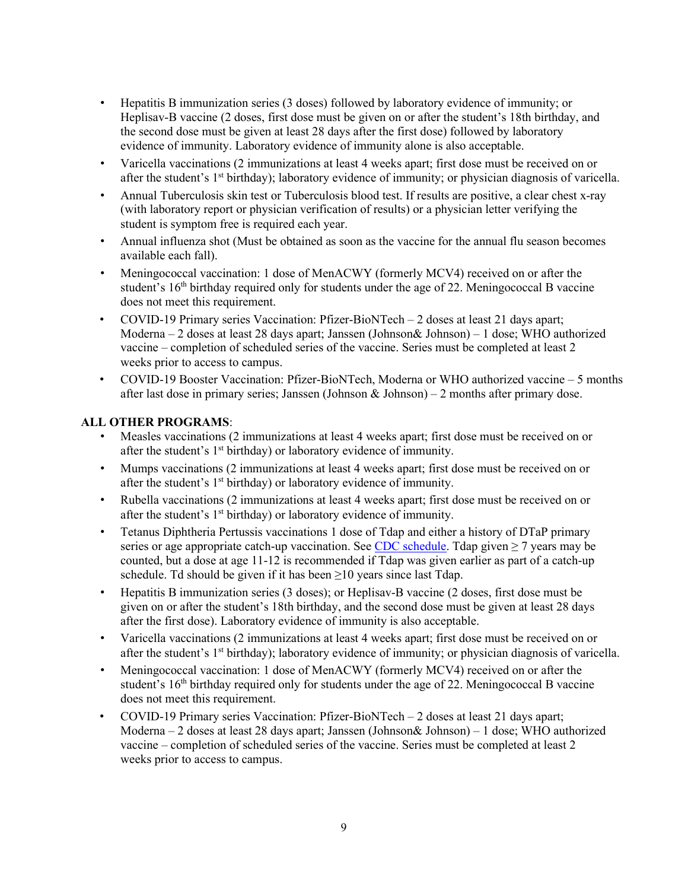- Hepatitis B immunization series (3 doses) followed by laboratory evidence of immunity; or Heplisav-B vaccine (2 doses, first dose must be given on or after the student's 18th birthday, and the second dose must be given at least 28 days after the first dose) followed by laboratory evidence of immunity. Laboratory evidence of immunity alone is also acceptable.
- Varicella vaccinations (2 immunizations at least 4 weeks apart; first dose must be received on or after the student's 1st birthday); laboratory evidence of immunity; or physician diagnosis of varicella.
- Annual Tuberculosis skin test or Tuberculosis blood test. If results are positive, a clear chest x-ray (with laboratory report or physician verification of results) or a physician letter verifying the student is symptom free is required each year.
- Annual influenza shot (Must be obtained as soon as the vaccine for the annual flu season becomes available each fall).
- Meningococcal vaccination: 1 dose of MenACWY (formerly MCV4) received on or after the student's 16th birthday required only for students under the age of 22. Meningococcal B vaccine does not meet this requirement.
- COVID-19 Primary series Vaccination: Pfizer-BioNTech – 2 doses at least 21 days apart; Moderna – 2 doses at least 28 days apart; Janssen (Johnson& Johnson) – 1 dose; WHO authorized vaccine – completion of scheduled series of the vaccine. Series must be completed at least 2 weeks prior to access to campus.
- COVID-19 Booster Vaccination: Pfizer-BioNTech, Moderna or WHO authorized vaccine – 5 months after last dose in primary series; Janssen (Johnson & Johnson) – 2 months after primary dose.

**ALL OTHER PROGRAMS**:

- Measles vaccinations (2 immunizations at least 4 weeks apart; first dose must be received on or after the student's 1st birthday) or laboratory evidence of immunity.
- Mumps vaccinations (2 immunizations at least 4 weeks apart; first dose must be received on or after the student's 1st birthday) or laboratory evidence of immunity.
- Rubella vaccinations (2 immunizations at least 4 weeks apart; first dose must be received on or after the student's 1st birthday) or laboratory evidence of immunity.
- Tetanus Diphtheria Pertussis vaccinations 1 dose of Tdap and either a history of DTaP primary series or age appropriate catch-up vaccination. See [CDC schedule](). Tdap given $\geq$ 7 years may be counted, but a dose at age 11-12 is recommended if Tdap was given earlier as part of a catch-up schedule. Td should be given if it has been $\geq$10 years since last Tdap.
- Hepatitis B immunization series (3 doses); or Heplisav-B vaccine (2 doses, first dose must be given on or after the student's 18th birthday, and the second dose must be given at least 28 days after the first dose). Laboratory evidence of immunity is also acceptable.
- Varicella vaccinations (2 immunizations at least 4 weeks apart; first dose must be received on or after the student's 1st birthday); laboratory evidence of immunity; or physician diagnosis of varicella.
- Meningococcal vaccination: 1 dose of MenACWY (formerly MCV4) received on or after the student's 16th birthday required only for students under the age of 22. Meningococcal B vaccine does not meet this requirement.
- COVID-19 Primary series Vaccination: Pfizer-BioNTech – 2 doses at least 21 days apart; Moderna – 2 doses at least 28 days apart; Janssen (Johnson& Johnson) – 1 dose; WHO authorized vaccine – completion of scheduled series of the vaccine. Series must be completed at least 2 weeks prior to access to campus.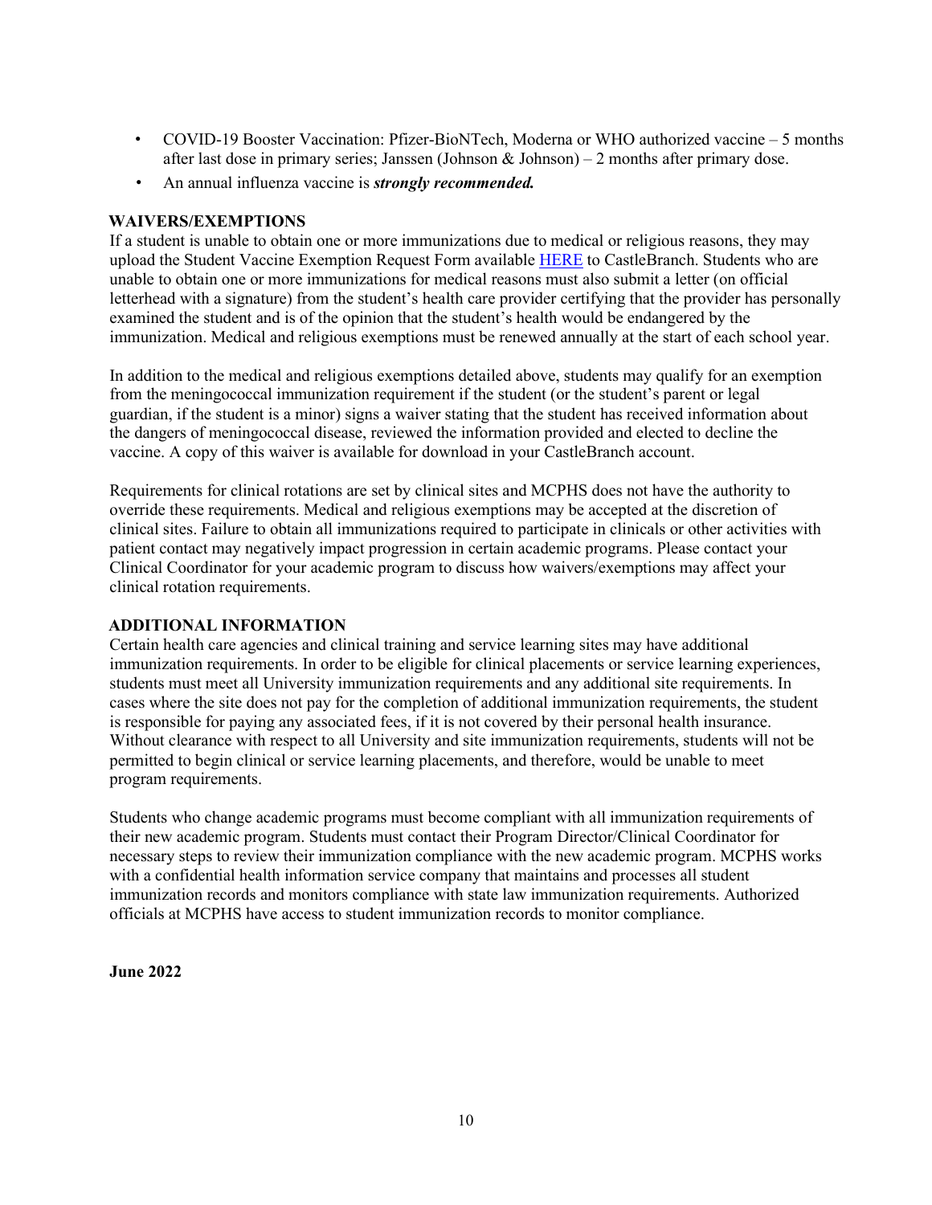- COVID-19 Booster Vaccination: Pfizer-BioNTech, Moderna or WHO authorized vaccine – 5 months after last dose in primary series; Janssen (Johnson & Johnson) – 2 months after primary dose.
- An annual influenza vaccine is ***strongly recommended.***

**WAIVERS/EXEMPTIONS**

If a student is unable to obtain one or more immunizations due to medical or religious reasons, they may upload the Student Vaccine Exemption Request Form available HERE to CastleBranch. Students who are unable to obtain one or more immunizations for medical reasons must also submit a letter (on official letterhead with a signature) from the student's health care provider certifying that the provider has personally examined the student and is of the opinion that the student's health would be endangered by the immunization. Medical and religious exemptions must be renewed annually at the start of each school year.

In addition to the medical and religious exemptions detailed above, students may qualify for an exemption from the meningococcal immunization requirement if the student (or the student's parent or legal guardian, if the student is a minor) signs a waiver stating that the student has received information about the dangers of meningococcal disease, reviewed the information provided and elected to decline the vaccine. A copy of this waiver is available for download in your CastleBranch account.

Requirements for clinical rotations are set by clinical sites and MCPHS does not have the authority to override these requirements. Medical and religious exemptions may be accepted at the discretion of clinical sites. Failure to obtain all immunizations required to participate in clinicals or other activities with patient contact may negatively impact progression in certain academic programs. Please contact your Clinical Coordinator for your academic program to discuss how waivers/exemptions may affect your clinical rotation requirements.

**ADDITIONAL INFORMATION**

Certain health care agencies and clinical training and service learning sites may have additional immunization requirements. In order to be eligible for clinical placements or service learning experiences, students must meet all University immunization requirements and any additional site requirements. In cases where the site does not pay for the completion of additional immunization requirements, the student is responsible for paying any associated fees, if it is not covered by their personal health insurance. Without clearance with respect to all University and site immunization requirements, students will not be permitted to begin clinical or service learning placements, and therefore, would be unable to meet program requirements.

Students who change academic programs must become compliant with all immunization requirements of their new academic program. Students must contact their Program Director/Clinical Coordinator for necessary steps to review their immunization compliance with the new academic program. MCPHS works with a confidential health information service company that maintains and processes all student immunization records and monitors compliance with state law immunization requirements. Authorized officials at MCPHS have access to student immunization records to monitor compliance.

**June 2022**